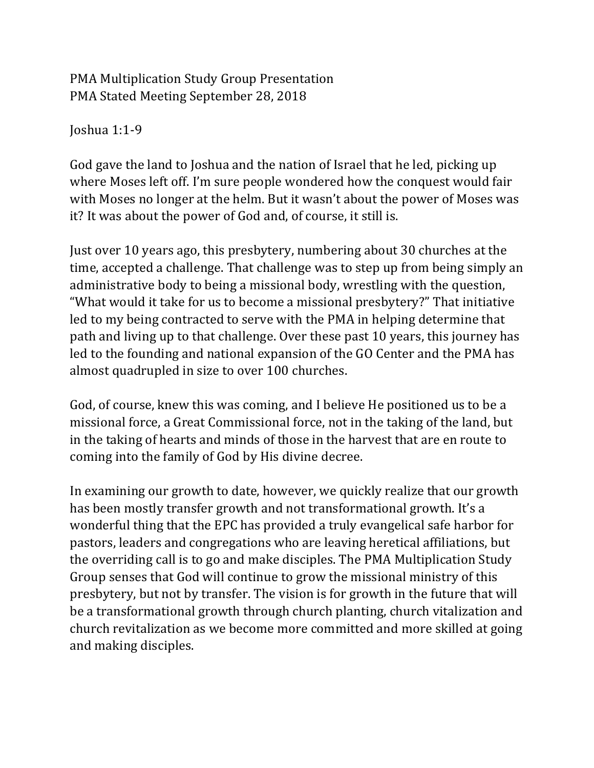PMA Multiplication Study Group Presentation
PMA Stated Meeting September 28, 2018

Joshua 1:1-9

God gave the land to Joshua and the nation of Israel that he led, picking up where Moses left off. I'm sure people wondered how the conquest would fair with Moses no longer at the helm. But it wasn't about the power of Moses was it? It was about the power of God and, of course, it still is.

Just over 10 years ago, this presbytery, numbering about 30 churches at the time, accepted a challenge. That challenge was to step up from being simply an administrative body to being a missional body, wrestling with the question, "What would it take for us to become a missional presbytery?" That initiative led to my being contracted to serve with the PMA in helping determine that path and living up to that challenge. Over these past 10 years, this journey has led to the founding and national expansion of the GO Center and the PMA has almost quadrupled in size to over 100 churches.

God, of course, knew this was coming, and I believe He positioned us to be a missional force, a Great Commissional force, not in the taking of the land, but in the taking of hearts and minds of those in the harvest that are en route to coming into the family of God by His divine decree.

In examining our growth to date, however, we quickly realize that our growth has been mostly transfer growth and not transformational growth. It's a wonderful thing that the EPC has provided a truly evangelical safe harbor for pastors, leaders and congregations who are leaving heretical affiliations, but the overriding call is to go and make disciples. The PMA Multiplication Study Group senses that God will continue to grow the missional ministry of this presbytery, but not by transfer. The vision is for growth in the future that will be a transformational growth through church planting, church vitalization and church revitalization as we become more committed and more skilled at going and making disciples.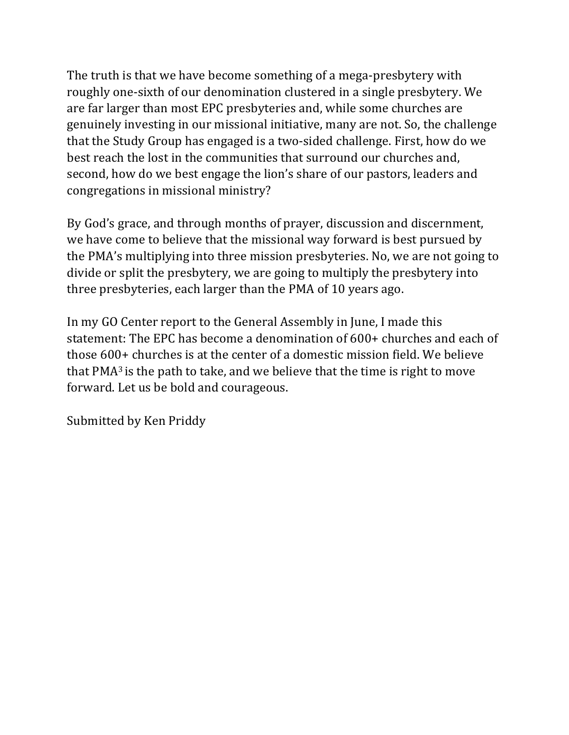The truth is that we have become something of a mega-presbytery with roughly one-sixth of our denomination clustered in a single presbytery. We are far larger than most EPC presbyteries and, while some churches are genuinely investing in our missional initiative, many are not. So, the challenge that the Study Group has engaged is a two-sided challenge. First, how do we best reach the lost in the communities that surround our churches and, second, how do we best engage the lion's share of our pastors, leaders and congregations in missional ministry?

By God's grace, and through months of prayer, discussion and discernment, we have come to believe that the missional way forward is best pursued by the PMA's multiplying into three mission presbyteries. No, we are not going to divide or split the presbytery, we are going to multiply the presbytery into three presbyteries, each larger than the PMA of 10 years ago.

In my GO Center report to the General Assembly in June, I made this statement: The EPC has become a denomination of 600+ churches and each of those 600+ churches is at the center of a domestic mission field. We believe that $PMA^3$ is the path to take, and we believe that the time is right to move forward. Let us be bold and courageous.

Submitted by Ken Priddy